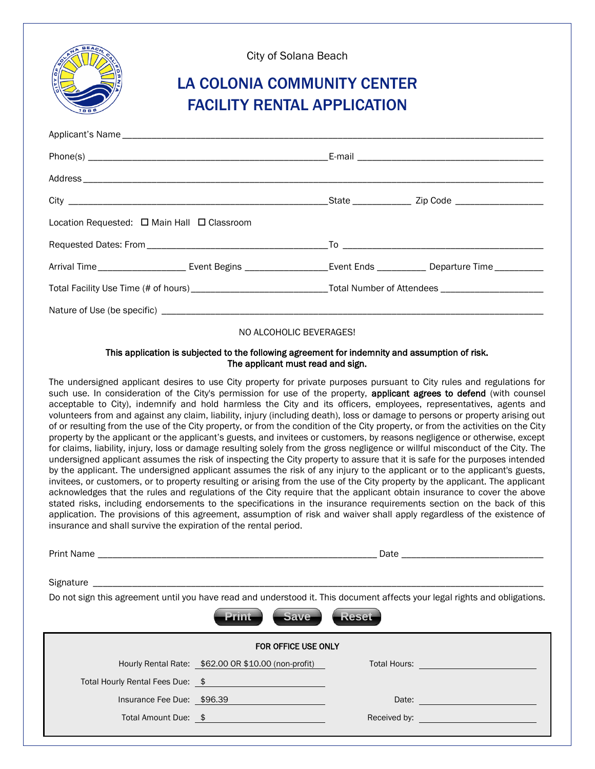City of Solana Beach

# LA COLONIA COMMUNITY CENTER FACILITY RENTAL APPLICATION

Applicant's Name ___________________________________________

Phone(s) ___________________________ E-mail ___________________________

Address ___________________________________________

City ___________________________ State __________ Zip Code ______________

Location Requested: ☐ Main Hall ☐ Classroom

Requested Dates: From ___________________________ To ___________________________

Arrival Time ______________ Event Begins ______________ Event Ends __________ Departure Time __________

Total Facility Use Time (# of hours) ______________________ Total Number of Attendees ______________

Nature of Use (be specific) ___________________________________________

NO ALCOHOLIC BEVERAGES!

**This application is subjected to the following agreement for indemnity and assumption of risk. The applicant must read and sign.**

The undersigned applicant desires to use City property for private purposes pursuant to City rules and regulations for such use. In consideration of the City's permission for use of the property, **applicant agrees to defend** (with counsel acceptable to City), indemnify and hold harmless the City and its officers, employees, representatives, agents and volunteers from and against any claim, liability, injury (including death), loss or damage to persons or property arising out of or resulting from the use of the City property, or from the condition of the City property, or from the activities on the City property by the applicant or the applicant's guests, and invitees or customers, by reasons negligence or otherwise, except for claims, liability, injury, loss or damage resulting solely from the gross negligence or willful misconduct of the City. The undersigned applicant assumes the risk of inspecting the City property to assure that it is safe for the purposes intended by the applicant. The undersigned applicant assumes the risk of any injury to the applicant or to the applicant's guests, invitees, or customers, or to property resulting or arising from the use of the City property by the applicant. The applicant acknowledges that the rules and regulations of the City require that the applicant obtain insurance to cover the above stated risks, including endorsements to the specifications in the insurance requirements section on the back of this application. The provisions of this agreement, assumption of risk and waiver shall apply regardless of the existence of insurance and shall survive the expiration of the rental period.

Print Name ___________________________________________ Date ______________________

Signature ___________________________________________

Do not sign this agreement until you have read and understood it. This document affects your legal rights and obligations.

Print Save Reset

FOR OFFICE USE ONLY

| | | | |
|---|---|---|---|
| Hourly Rental Rate: | $62.00 OR $10.00 (non-profit) | Total Hours: | |
| Total Hourly Rental Fees Due: | $ | | |
| Insurance Fee Due: | $96.39 | Date: | |
| Total Amount Due: | $ | Received by: | |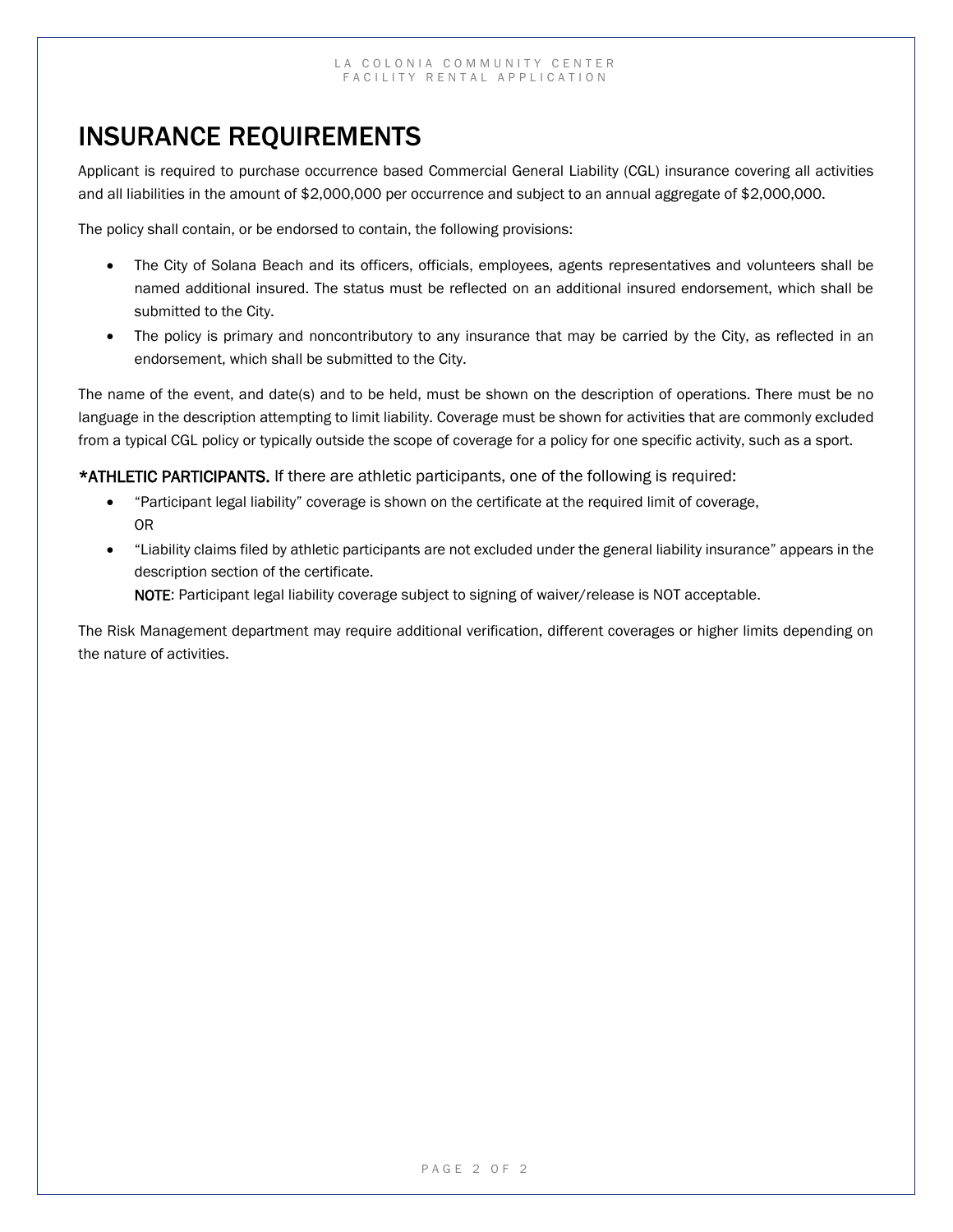# INSURANCE REQUIREMENTS

Applicant is required to purchase occurrence based Commercial General Liability (CGL) insurance covering all activities and all liabilities in the amount of $2,000,000 per occurrence and subject to an annual aggregate of $2,000,000.

The policy shall contain, or be endorsed to contain, the following provisions:

- The City of Solana Beach and its officers, officials, employees, agents representatives and volunteers shall be named additional insured. The status must be reflected on an additional insured endorsement, which shall be submitted to the City.
- The policy is primary and noncontributory to any insurance that may be carried by the City, as reflected in an endorsement, which shall be submitted to the City.

The name of the event, and date(s) and to be held, must be shown on the description of operations. There must be no language in the description attempting to limit liability. Coverage must be shown for activities that are commonly excluded from a typical CGL policy or typically outside the scope of coverage for a policy for one specific activity, such as a sport.

**\*ATHLETIC PARTICIPANTS.** If there are athletic participants, one of the following is required:

- "Participant legal liability" coverage is shown on the certificate at the required limit of coverage,
  OR
- "Liability claims filed by athletic participants are not excluded under the general liability insurance" appears in the description section of the certificate.
  **NOTE**: Participant legal liability coverage subject to signing of waiver/release is NOT acceptable.

The Risk Management department may require additional verification, different coverages or higher limits depending on the nature of activities.